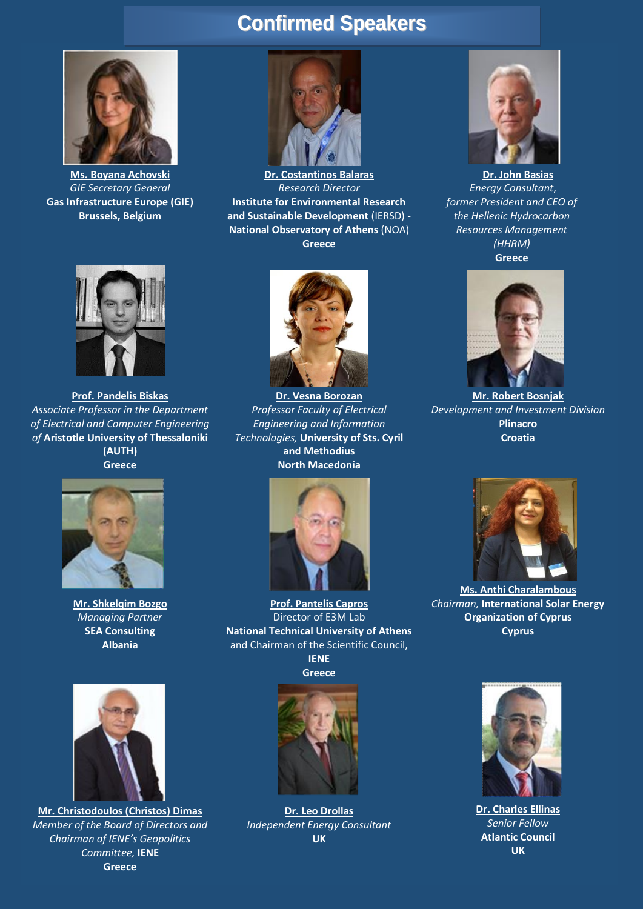# Confirmed Speakers

**Ms. Boyana Achovski**
*GIE Secretary General*
**Gas Infrastructure Europe (GIE)**
**Brussels, Belgium**

**Dr. Costantinos Balaras**
*Research Director*
**Institute for Environmental Research and Sustainable Development** (IERSD) - **National Observatory of Athens** (NOA)
**Greece**

**Dr. John Basias**
*Energy Consultant, former President and CEO of the Hellenic Hydrocarbon Resources Management (HHRM)*
**Greece**

**Prof. Pandelis Biskas**
*Associate Professor in the Department of Electrical and Computer Engineering of* **Aristotle University of Thessaloniki (AUTH)**
**Greece**

**Dr. Vesna Borozan**
*Professor Faculty of Electrical Engineering and Information Technologies,* **University of Sts. Cyril and Methodius**
**North Macedonia**

**Mr. Robert Bosnjak**
*Development and Investment Division*
**Plinacro**
**Croatia**

**Mr. Shkelqim Bozgo**
*Managing Partner*
**SEA Consulting**
**Albania**

**Prof. Pantelis Capros**
Director of E3M Lab
**National Technical University of Athens**
and Chairman of the Scientific Council,
**IENE**
**Greece**

**Ms. Anthi Charalambous**
*Chairman,* **International Solar Energy Organization of Cyprus**
**Cyprus**

**Mr. Christodoulos (Christos) Dimas**
*Member of the Board of Directors and Chairman of IENE's Geopolitics Committee,* **IENE**
**Greece**

**Dr. Leo Drollas**
*Independent Energy Consultant*
**UK**

**Dr. Charles Ellinas**
*Senior Fellow*
**Atlantic Council**
**UK**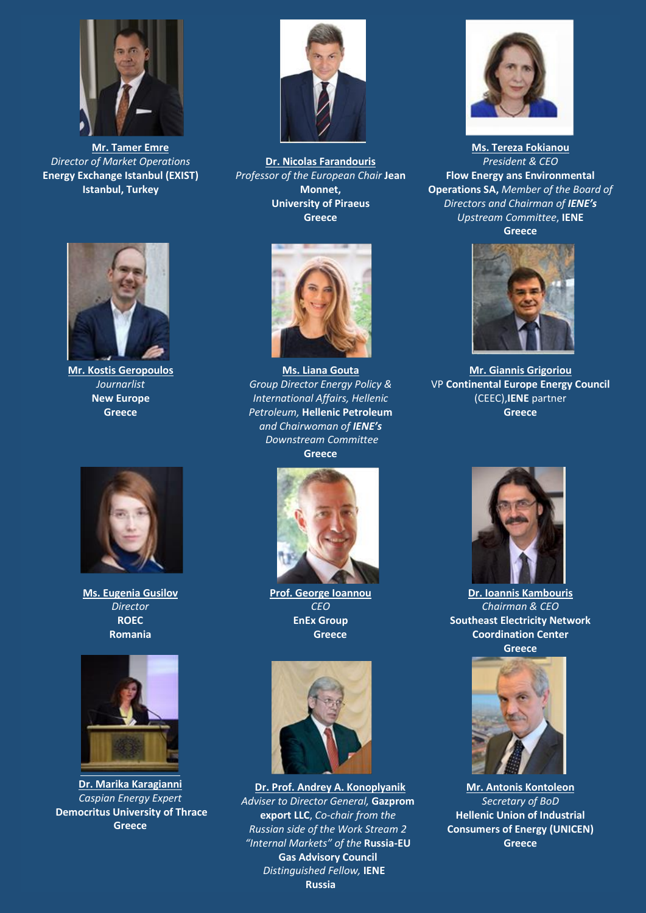**Mr. Tamer Emre**
*Director of Market Operations*
**Energy Exchange Istanbul (EXIST)**
**Istanbul, Turkey**

**Dr. Nicolas Farandouris**
*Professor of the European Chair* **Jean Monnet,**
**University of Piraeus**
**Greece**

**Ms. Tereza Fokianou**
*President & CEO*
**Flow Energy ans Environmental Operations SA,** *Member of the Board of Directors and Chairman of* ***IENE's*** *Upstream Committee*, **IENE**
**Greece**

**Mr. Kostis Geropoulos**
*Journarlist*
**New Europe**
**Greece**

**Ms. Liana Gouta**
*Group Director Energy Policy & International Affairs, Hellenic Petroleum,* **Hellenic Petroleum** *and Chairwoman of* ***IENE's*** *Downstream Committee*
**Greece**

**Mr. Giannis Grigoriou**
VP **Continental Europe Energy Council** (CEEC),**IENE** partner
**Greece**

**Ms. Eugenia Gusilov**
*Director*
**ROEC**
**Romania**

**Prof. George Ioannou**
*CEO*
**EnEx Group**
**Greece**

**Dr. Ioannis Kambouris**
*Chairman & CEO*
**Southeast Electricity Network Coordination Center**
**Greece**

**Dr. Marika Karagianni**
*Caspian Energy Expert*
**Democritus University of Thrace**
**Greece**

**Dr. Prof. Andrey A. Konoplyanik**
*Adviser to Director General,* **Gazprom export LLC**, *Co-chair from the Russian side of the Work Stream 2 "Internal Markets" of the* **Russia-EU Gas Advisory Council**
*Distinguished Fellow,* **IENE**
**Russia**

**Mr. Antonis Kontoleon**
*Secretary of BoD*
**Hellenic Union of Industrial Consumers of Energy (UNICEN)**
**Greece**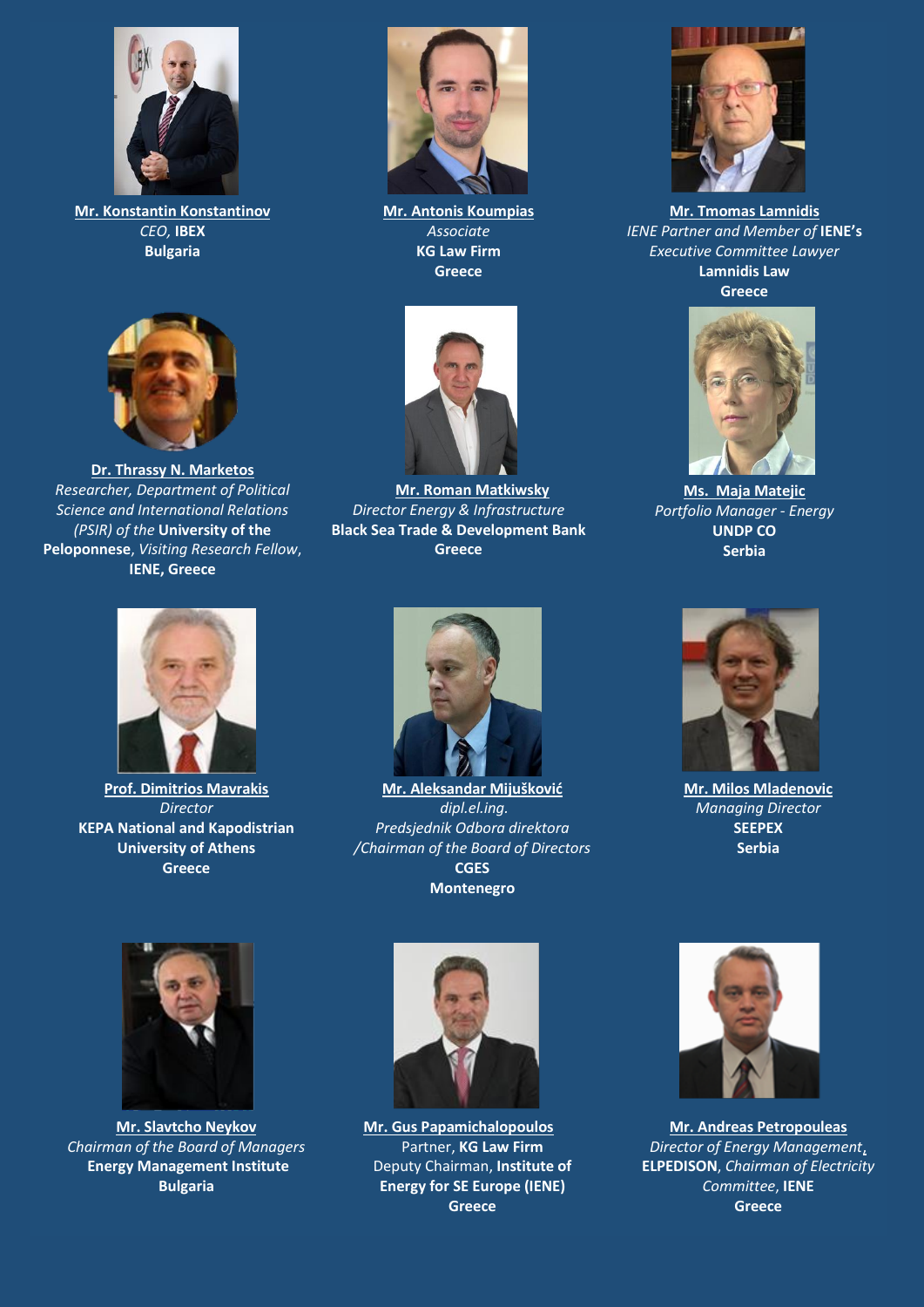**Mr. Konstantin Konstantinov**
*CEO,* **IBEX**
**Bulgaria**

**Mr. Antonis Koumpias**
*Associate*
**KG Law Firm**
**Greece**

**Mr. Tmomas Lamnidis**
*IENE Partner and Member of* **IENE's**
*Executive Committee Lawyer*
**Lamnidis Law**
**Greece**

**Dr. Thrassy N. Marketos**
*Researcher, Department of Political Science and International Relations (PSIR) of the* **University of the Peloponnese**, *Visiting Research Fellow*,
**IENE, Greece**

**Mr. Roman Matkiwsky**
*Director Energy & Infrastructure*
**Black Sea Trade & Development Bank**
**Greece**

**Ms. Maja Matejic**
*Portfolio Manager - Energy*
**UNDP CO**
**Serbia**

**Prof. Dimitrios Mavrakis**
*Director*
**KEPA National and Kapodistrian University of Athens**
**Greece**

**Mr. Aleksandar Mijušković**
*dipl.el.ing.*
*Predsjednik Odbora direktora /Chairman of the Board of Directors*
**CGES**
**Montenegro**

**Mr. Milos Mladenovic**
*Managing Director*
**SEEPEX**
**Serbia**

**Mr. Slavtcho Neykov**
*Chairman of the Board of Managers*
**Energy Management Institute**
**Bulgaria**

**Mr. Gus Papamichalopoulos**
Partner, **KG Law Firm**
Deputy Chairman, **Institute of Energy for SE Europe (IENE)**
**Greece**

**Mr. Andreas Petropouleas**
*Director of Energy Management*,
**ELPEDISON**, *Chairman of Electricity Committee*, **IENE**
**Greece**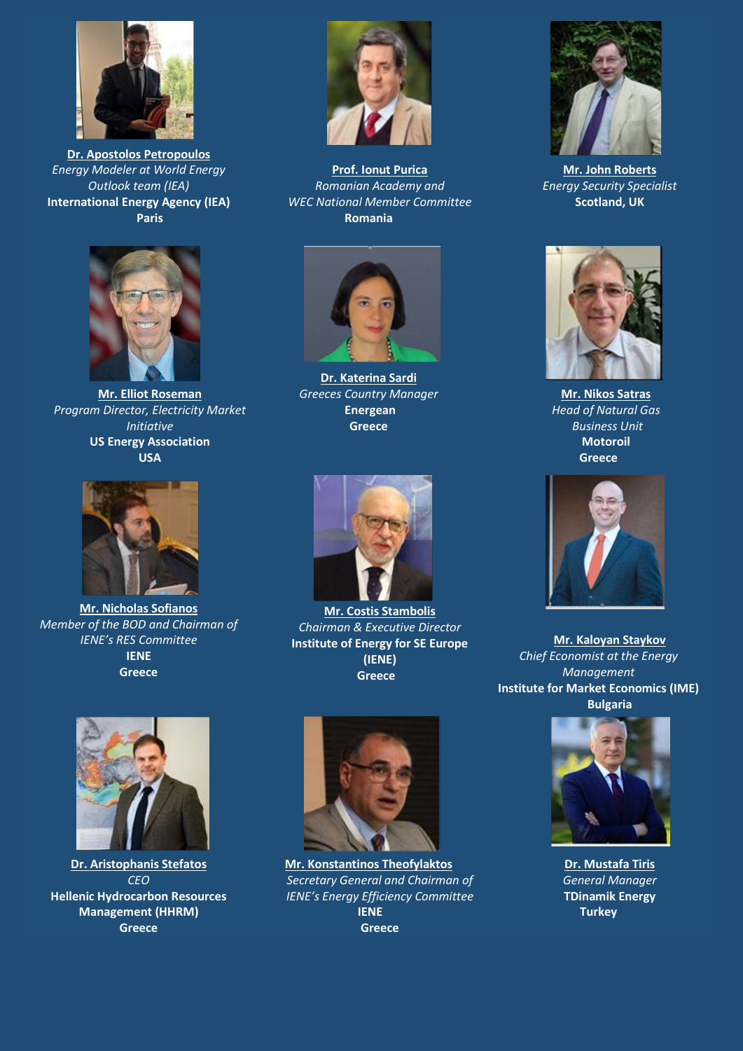**Dr. Apostolos Petropoulos**
*Energy Modeler at World Energy Outlook team (IEA)*
**International Energy Agency (IEA)**
**Paris**

**Prof. Ionut Purica**
*Romanian Academy and WEC National Member Committee*
**Romania**

**Mr. John Roberts**
*Energy Security Specialist*
**Scotland, UK**

**Mr. Elliot Roseman**
*Program Director, Electricity Market Initiative*
**US Energy Association**
**USA**

**Dr. Katerina Sardi**
*Greeces Country Manager*
**Energean**
**Greece**

**Mr. Nikos Satras**
*Head of Natural Gas Business Unit*
**Motoroil**
**Greece**

**Mr. Nicholas Sofianos**
*Member of the BOD and Chairman of IENE's RES Committee*
**IENE**
**Greece**

**Mr. Costis Stambolis**
*Chairman & Executive Director*
**Institute of Energy for SE Europe (IENE)**
**Greece**

**Mr. Kaloyan Staykov**
*Chief Economist at the Energy Management*
**Institute for Market Economics (IME)**
**Bulgaria**

**Dr. Aristophanis Stefatos**
*CEO*
**Hellenic Hydrocarbon Resources Management (HHRM)**
**Greece**

**Mr. Konstantinos Theofylaktos**
*Secretary General and Chairman of IENE's Energy Efficiency Committee*
**IENE**
**Greece**

**Dr. Mustafa Tiris**
*General Manager*
**TDinamik Energy**
**Turkey**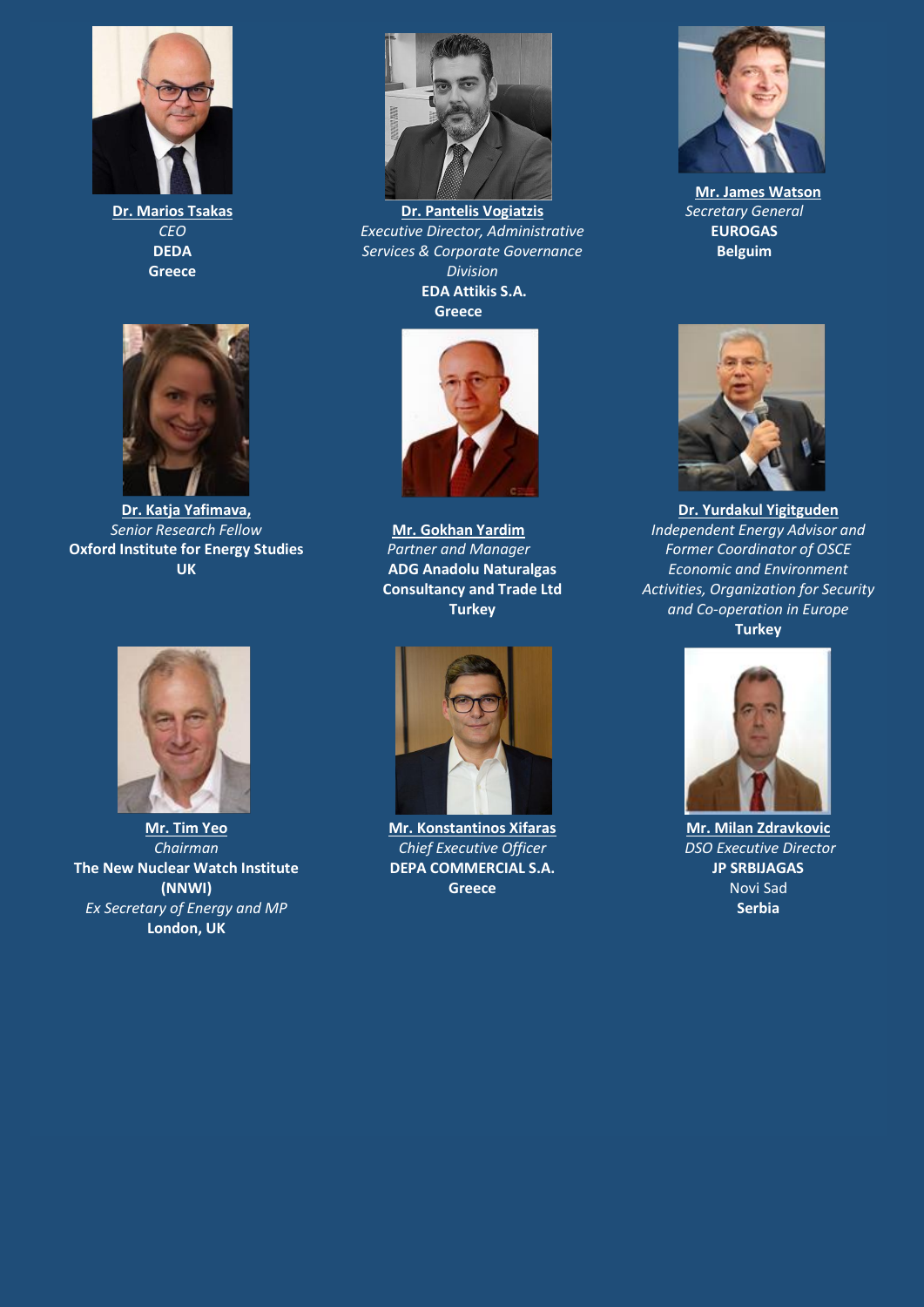**Dr. Marios Tsakas**
*CEO*
**DEDA**
**Greece**

**Dr. Pantelis Vogiatzis**
*Executive Director, Administrative Services & Corporate Governance Division*
**EDA Attikis S.A.**
**Greece**

**Mr. James Watson**
*Secretary General*
**EUROGAS**
**Belguim**

**Dr. Katja Yafimava,**
*Senior Research Fellow*
**Oxford Institute for Energy Studies**
**UK**

**Mr. Gokhan Yardim**
*Partner and Manager*
**ADG Anadolu Naturalgas Consultancy and Trade Ltd**
**Turkey**

**Dr. Yurdakul Yigitguden**
*Independent Energy Advisor and Former Coordinator of OSCE Economic and Environment Activities, Organization for Security and Co-operation in Europe*
**Turkey**

**Mr. Tim Yeo**
*Chairman*
**The New Nuclear Watch Institute (NNWI)**
*Ex Secretary of Energy and MP*
**London, UK**

**Mr. Konstantinos Xifaras**
*Chief Executive Officer*
**DEPA COMMERCIAL S.A.**
**Greece**

**Mr. Milan Zdravkovic**
*DSO Executive Director*
**JP SRBIJAGAS**
Novi Sad
**Serbia**